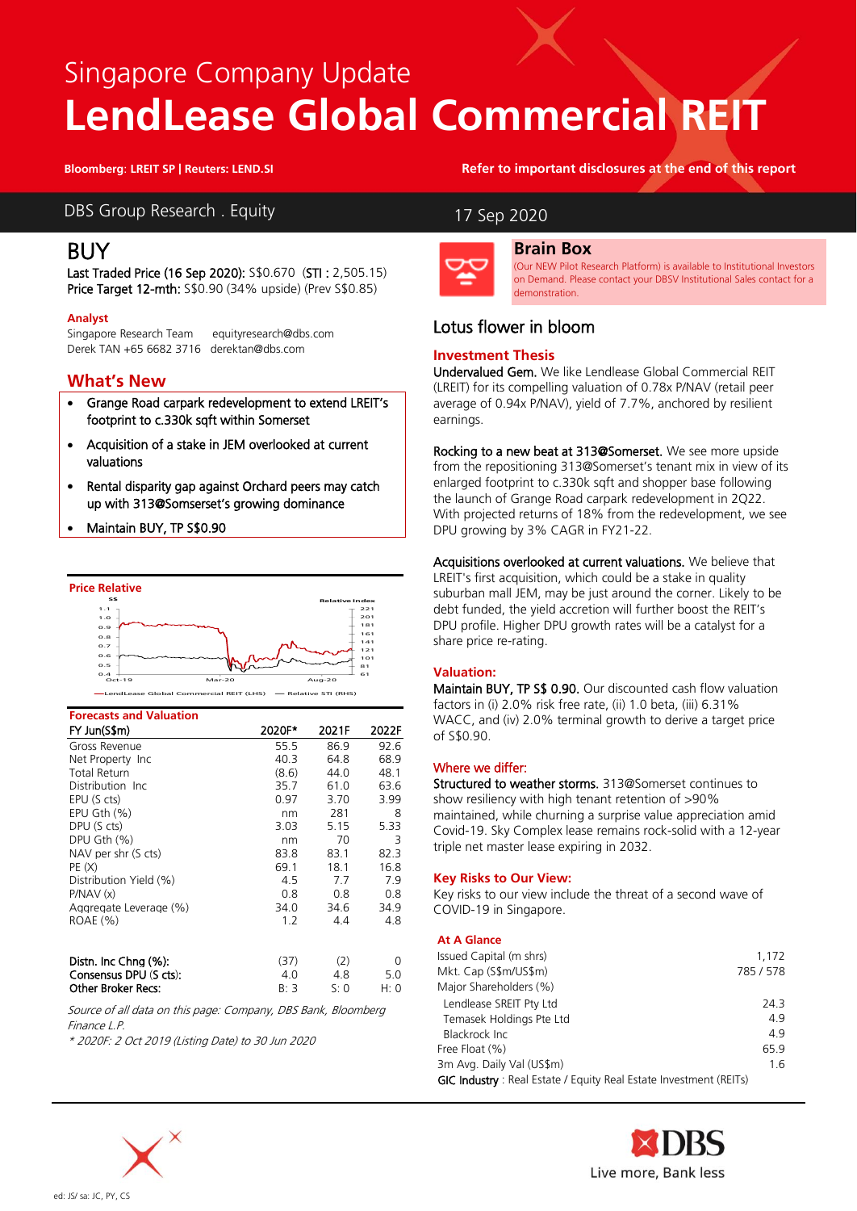# Singapore Company Update

# LendLease Global Commercial REIT

**Bloomberg: LREIT SP | Reuters: LEND.SI**

**Refer to important disclosures at the end of this report**

DBS Group Research . Equity

17 Sep 2020

## BUY

**Last Traded Price (16 Sep 2020):** S$0.670 (**STI :** 2,505.15)
**Price Target 12-mth:** S$0.90 (34% upside) (Prev S$0.85)

**Analyst**
Singapore Research Team equityresearch@dbs.com
Derek TAN +65 6682 3716 derektan@dbs.com

## What's New

- Grange Road carpark redevelopment to extend LREIT's footprint to c.330k sqft within Somerset
- Acquisition of a stake in JEM overlooked at current valuations
- Rental disparity gap against Orchard peers may catch up with 313@Somserset's growing dominance
- Maintain BUY, TP S$0.90

**Price Relative**

S$
Relative Index
1.1
1.0
0.9
0.8
0.7
0.6
0.5
0.4
221
201
181
161
141
121
101
81
61
Oct-19
Mar-20
Aug-20
LendLease Global Commercial REIT (LHS)
Relative STI (RHS)

**Forecasts and Valuation**

| FY Jun(S$m) | 2020F* | 2021F | 2022F |
|---|---|---|---|
| Gross Revenue | 55.5 | 86.9 | 92.6 |
| Net Property Inc | 40.3 | 64.8 | 68.9 |
| Total Return | (8.6) | 44.0 | 48.1 |
| Distribution Inc | 35.7 | 61.0 | 63.6 |
| EPU (S cts) | 0.97 | 3.70 | 3.99 |
| EPU Gth (%) | nm | 281 | 8 |
| DPU (S cts) | 3.03 | 5.15 | 5.33 |
| DPU Gth (%) | nm | 70 | 3 |
| NAV per shr (S cts) | 83.8 | 83.1 | 82.3 |
| PE (X) | 69.1 | 18.1 | 16.8 |
| Distribution Yield (%) | 4.5 | 7.7 | 7.9 |
| P/NAV (x) | 0.8 | 0.8 | 0.8 |
| Aggregate Leverage (%) | 34.0 | 34.6 | 34.9 |
| ROAE (%) | 1.2 | 4.4 | 4.8 |
| | | | |
| **Distn. Inc Chng (%):** | (37) | (2) | 0 |
| **Consensus DPU (S cts):** | 4.0 | 4.8 | 5.0 |
| **Other Broker Recs:** | B: 3 | S: 0 | H: 0 |

*Source of all data on this page: Company, DBS Bank, Bloomberg Finance L.P.*
*\* 2020F: 2 Oct 2019 (Listing Date) to 30 Jun 2020*

**Brain Box**
(Our NEW Pilot Research Platform) is available to Institutional Investors on Demand. Please contact your DBSV Institutional Sales contact for a demonstration.

## Lotus flower in bloom

### Investment Thesis

**Undervalued Gem.** We like Lendlease Global Commercial REIT (LREIT) for its compelling valuation of 0.78x P/NAV (retail peer average of 0.94x P/NAV), yield of 7.7%, anchored by resilient earnings.

**Rocking to a new beat at 313@Somerset.** We see more upside from the repositioning 313@Somerset's tenant mix in view of its enlarged footprint to c.330k sqft and shopper base following the launch of Grange Road carpark redevelopment in 2Q22. With projected returns of 18% from the redevelopment, we see DPU growing by 3% CAGR in FY21-22.

**Acquisitions overlooked at current valuations.** We believe that LREIT's first acquisition, which could be a stake in quality suburban mall JEM, may be just around the corner. Likely to be debt funded, the yield accretion will further boost the REIT's DPU profile. Higher DPU growth rates will be a catalyst for a share price re-rating.

### Valuation:

**Maintain BUY, TP S$ 0.90.** Our discounted cash flow valuation factors in (i) 2.0% risk free rate, (ii) 1.0 beta, (iii) 6.31% WACC, and (iv) 2.0% terminal growth to derive a target price of S$0.90.

### Where we differ:

**Structured to weather storms.** 313@Somerset continues to show resiliency with high tenant retention of >90% maintained, while churning a surprise value appreciation amid Covid-19. Sky Complex lease remains rock-solid with a 12-year triple net master lease expiring in 2032.

### Key Risks to Our View:

Key risks to our view include the threat of a second wave of COVID-19 in Singapore.

**At A Glance**

| | |
|---|---|
| Issued Capital (m shrs) | 1,172 |
| Mkt. Cap (S$m/US$m) | 785 / 578 |
| Major Shareholders (%) | |
| Lendlease SREIT Pty Ltd | 24.3 |
| Temasek Holdings Pte Ltd | 4.9 |
| Blackrock Inc | 4.9 |
| Free Float (%) | 65.9 |
| 3m Avg. Daily Val (US$m) | 1.6 |

**GIC Industry** : Real Estate / Equity Real Estate Investment (REITs)

ed: JS/ sa: JC, PY, CS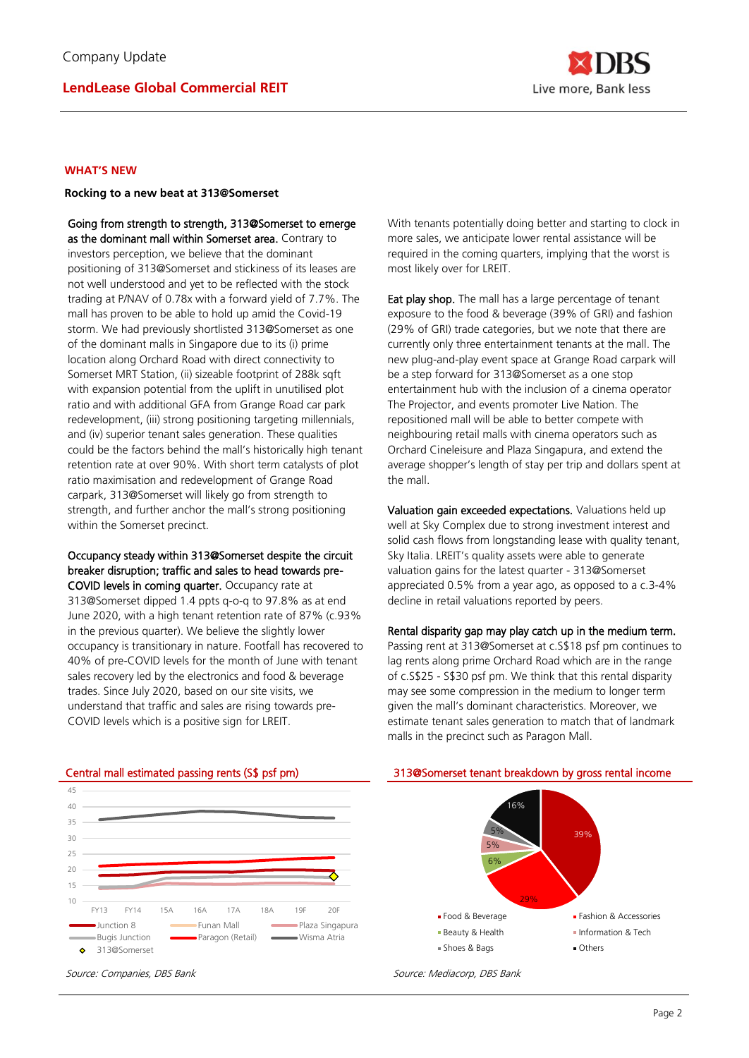## WHAT'S NEW

### Rocking to a new beat at 313@Somerset

**Going from strength to strength, 313@Somerset to emerge as the dominant mall within Somerset area.** Contrary to investors perception, we believe that the dominant positioning of 313@Somerset and stickiness of its leases are not well understood and yet to be reflected with the stock trading at P/NAV of 0.78x with a forward yield of 7.7%. The mall has proven to be able to hold up amid the Covid-19 storm. We had previously shortlisted 313@Somerset as one of the dominant malls in Singapore due to its (i) prime location along Orchard Road with direct connectivity to Somerset MRT Station, (ii) sizeable footprint of 288k sqft with expansion potential from the uplift in unutilised plot ratio and with additional GFA from Grange Road car park redevelopment, (iii) strong positioning targeting millennials, and (iv) superior tenant sales generation. These qualities could be the factors behind the mall's historically high tenant retention rate at over 90%. With short term catalysts of plot ratio maximisation and redevelopment of Grange Road carpark, 313@Somerset will likely go from strength to strength, and further anchor the mall's strong positioning within the Somerset precinct.

**Occupancy steady within 313@Somerset despite the circuit breaker disruption; traffic and sales to head towards pre-COVID levels in coming quarter.** Occupancy rate at 313@Somerset dipped 1.4 ppts q-o-q to 97.8% as at end June 2020, with a high tenant retention rate of 87% (c.93% in the previous quarter). We believe the slightly lower occupancy is transitionary in nature. Footfall has recovered to 40% of pre-COVID levels for the month of June with tenant sales recovery led by the electronics and food & beverage trades. Since July 2020, based on our site visits, we understand that traffic and sales are rising towards pre-COVID levels which is a positive sign for LREIT.

With tenants potentially doing better and starting to clock in more sales, we anticipate lower rental assistance will be required in the coming quarters, implying that the worst is most likely over for LREIT.

**Eat play shop.** The mall has a large percentage of tenant exposure to the food & beverage (39% of GRI) and fashion (29% of GRI) trade categories, but we note that there are currently only three entertainment tenants at the mall. The new plug-and-play event space at Grange Road carpark will be a step forward for 313@Somerset as a one stop entertainment hub with the inclusion of a cinema operator The Projector, and events promoter Live Nation. The repositioned mall will be able to better compete with neighbouring retail malls with cinema operators such as Orchard Cineleisure and Plaza Singapura, and extend the average shopper's length of stay per trip and dollars spent at the mall.

**Valuation gain exceeded expectations.** Valuations held up well at Sky Complex due to strong investment interest and solid cash flows from longstanding lease with quality tenant, Sky Italia. LREIT's quality assets were able to generate valuation gains for the latest quarter - 313@Somerset appreciated 0.5% from a year ago, as opposed to a c.3-4% decline in retail valuations reported by peers.

**Rental disparity gap may play catch up in the medium term.** Passing rent at 313@Somerset at c.S$18 psf pm continues to lag rents along prime Orchard Road which are in the range of c.S$25 - S$30 psf pm. We think that this rental disparity may see some compression in the medium to longer term given the mall's dominant characteristics. Moreover, we estimate tenant sales generation to match that of landmark malls in the precinct such as Paragon Mall.

**Central mall estimated passing rents (S$ psf pm)**

45
40
35
30
25
20
15
10

FY13 FY14 15A 16A 17A 18A 19F 20F

Junction 8
Funan Mall
Plaza Singapura
Bugis Junction
Paragon (Retail)
Wisma Atria
313@Somerset

*Source: Companies, DBS Bank*

**313@Somerset tenant breakdown by gross rental income**

39%
29%
6%
5%
5%
16%

Food & Beverage
Fashion & Accessories
Beauty & Health
Information & Tech
Shoes & Bags
Others

*Source: Mediacorp, DBS Bank*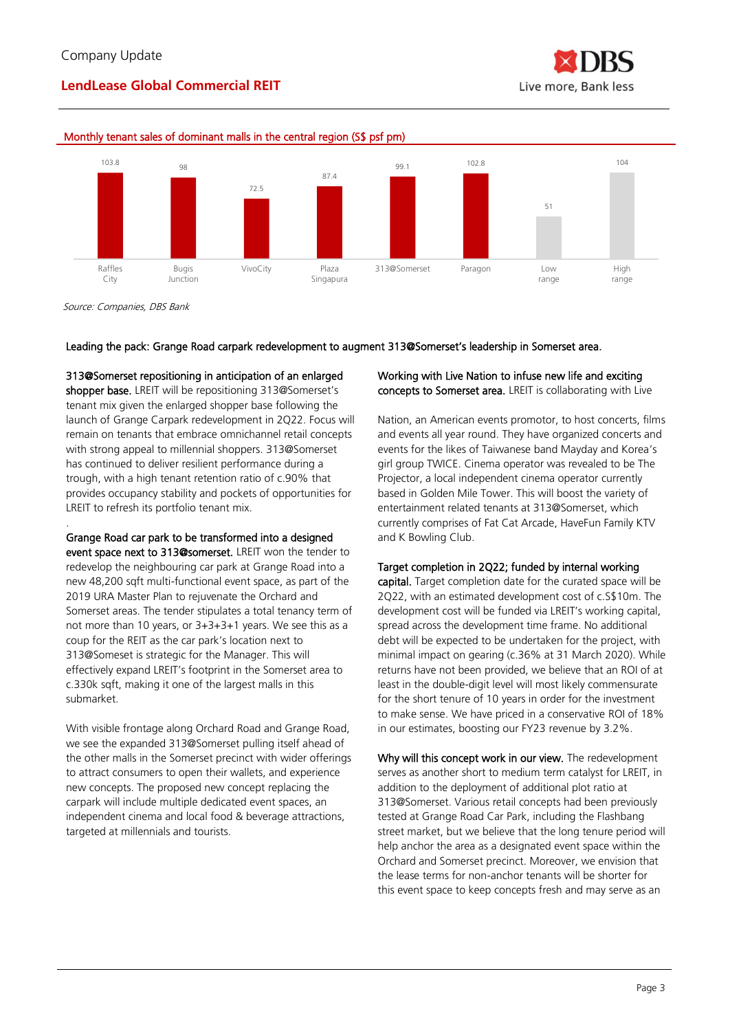Monthly tenant sales of dominant malls in the central region (S$ psf pm)

103.8
98
72.5
87.4
99.1
102.8
51
104

Raffles City
Bugis Junction
VivoCity
Plaza Singapura
313@Somerset
Paragon
Low range
High range

*Source: Companies, DBS Bank*

**Leading the pack: Grange Road carpark redevelopment to augment 313@Somerset's leadership in Somerset area.**

**313@Somerset repositioning in anticipation of an enlarged shopper base.** LREIT will be repositioning 313@Somerset's tenant mix given the enlarged shopper base following the launch of Grange Carpark redevelopment in 2Q22. Focus will remain on tenants that embrace omnichannel retail concepts with strong appeal to millennial shoppers. 313@Somerset has continued to deliver resilient performance during a trough, with a high tenant retention ratio of c.90% that provides occupancy stability and pockets of opportunities for LREIT to refresh its portfolio tenant mix.

**Grange Road car park to be transformed into a designed event space next to 313@somerset.** LREIT won the tender to redevelop the neighbouring car park at Grange Road into a new 48,200 sqft multi-functional event space, as part of the 2019 URA Master Plan to rejuvenate the Orchard and Somerset areas. The tender stipulates a total tenancy term of not more than 10 years, or 3+3+3+1 years. We see this as a coup for the REIT as the car park's location next to 313@Someset is strategic for the Manager. This will effectively expand LREIT's footprint in the Somerset area to c.330k sqft, making it one of the largest malls in this submarket.

With visible frontage along Orchard Road and Grange Road, we see the expanded 313@Somerset pulling itself ahead of the other malls in the Somerset precinct with wider offerings to attract consumers to open their wallets, and experience new concepts. The proposed new concept replacing the carpark will include multiple dedicated event spaces, an independent cinema and local food & beverage attractions, targeted at millennials and tourists.

**Working with Live Nation to infuse new life and exciting concepts to Somerset area.** LREIT is collaborating with Live Nation, an American events promotor, to host concerts, films and events all year round. They have organized concerts and events for the likes of Taiwanese band Mayday and Korea's girl group TWICE. Cinema operator was revealed to be The Projector, a local independent cinema operator currently based in Golden Mile Tower. This will boost the variety of entertainment related tenants at 313@Somerset, which currently comprises of Fat Cat Arcade, HaveFun Family KTV and K Bowling Club.

**Target completion in 2Q22; funded by internal working capital.** Target completion date for the curated space will be 2Q22, with an estimated development cost of c.S$10m. The development cost will be funded via LREIT's working capital, spread across the development time frame. No additional debt will be expected to be undertaken for the project, with minimal impact on gearing (c.36% at 31 March 2020). While returns have not been provided, we believe that an ROI of at least in the double-digit level will most likely commensurate for the short tenure of 10 years in order for the investment to make sense. We have priced in a conservative ROI of 18% in our estimates, boosting our FY23 revenue by 3.2%.

**Why will this concept work in our view.** The redevelopment serves as another short to medium term catalyst for LREIT, in addition to the deployment of additional plot ratio at 313@Somerset. Various retail concepts had been previously tested at Grange Road Car Park, including the Flashbang street market, but we believe that the long tenure period will help anchor the area as a designated event space within the Orchard and Somerset precinct. Moreover, we envision that the lease terms for non-anchor tenants will be shorter for this event space to keep concepts fresh and may serve as an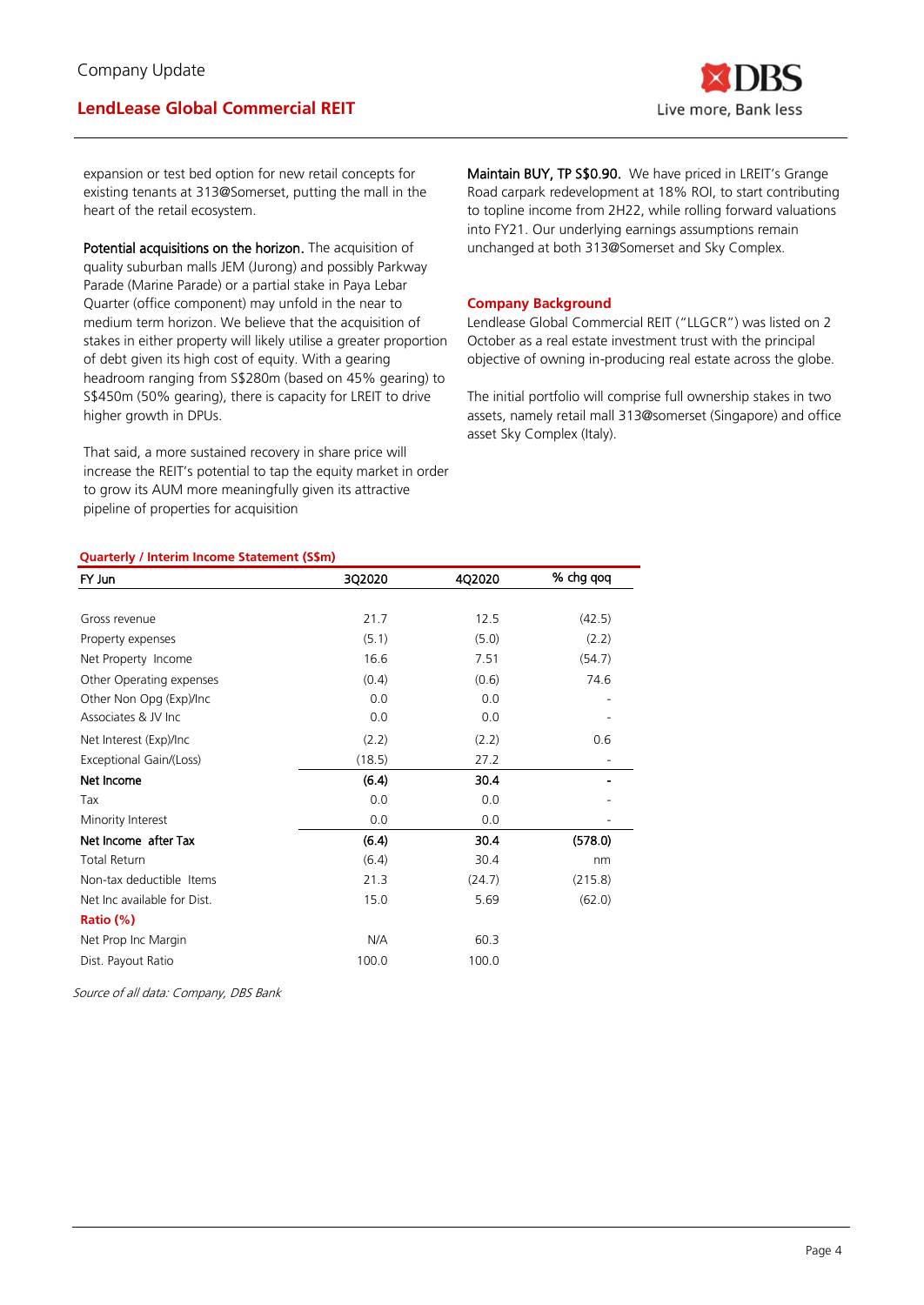expansion or test bed option for new retail concepts for existing tenants at 313@Somerset, putting the mall in the heart of the retail ecosystem.

**Potential acquisitions on the horizon.** The acquisition of quality suburban malls JEM (Jurong) and possibly Parkway Parade (Marine Parade) or a partial stake in Paya Lebar Quarter (office component) may unfold in the near to medium term horizon. We believe that the acquisition of stakes in either property will likely utilise a greater proportion of debt given its high cost of equity. With a gearing headroom ranging from S$280m (based on 45% gearing) to S$450m (50% gearing), there is capacity for LREIT to drive higher growth in DPUs.

That said, a more sustained recovery in share price will increase the REIT's potential to tap the equity market in order to grow its AUM more meaningfully given its attractive pipeline of properties for acquisition

**Maintain BUY, TP S$0.90.** We have priced in LREIT's Grange Road carpark redevelopment at 18% ROI, to start contributing to topline income from 2H22, while rolling forward valuations into FY21. Our underlying earnings assumptions remain unchanged at both 313@Somerset and Sky Complex.

## Company Background

Lendlease Global Commercial REIT ("LLGCR") was listed on 2 October as a real estate investment trust with the principal objective of owning in-producing real estate across the globe.

The initial portfolio will comprise full ownership stakes in two assets, namely retail mall 313@somerset (Singapore) and office asset Sky Complex (Italy).

**Quarterly / Interim Income Statement (S$m)**

| FY Jun | 3Q2020 | 4Q2020 | % chg qoq |
|---|---|---|---|
| Gross revenue | 21.7 | 12.5 | (42.5) |
| Property expenses | (5.1) | (5.0) | (2.2) |
| Net Property Income | 16.6 | 7.51 | (54.7) |
| Other Operating expenses | (0.4) | (0.6) | 74.6 |
| Other Non Opg (Exp)/Inc | 0.0 | 0.0 | - |
| Associates & JV Inc | 0.0 | 0.0 | - |
| Net Interest (Exp)/Inc | (2.2) | (2.2) | 0.6 |
| Exceptional Gain/(Loss) | (18.5) | 27.2 | - |
| **Net Income** | **(6.4)** | **30.4** | **-** |
| Tax | 0.0 | 0.0 | - |
| Minority Interest | 0.0 | 0.0 | - |
| **Net Income after Tax** | **(6.4)** | **30.4** | **(578.0)** |
| Total Return | (6.4) | 30.4 | nm |
| Non-tax deductible Items | 21.3 | (24.7) | (215.8) |
| Net Inc available for Dist. | 15.0 | 5.69 | (62.0) |
| **Ratio (%)** | | | |
| Net Prop Inc Margin | N/A | 60.3 | |
| Dist. Payout Ratio | 100.0 | 100.0 | |

*Source of all data: Company, DBS Bank*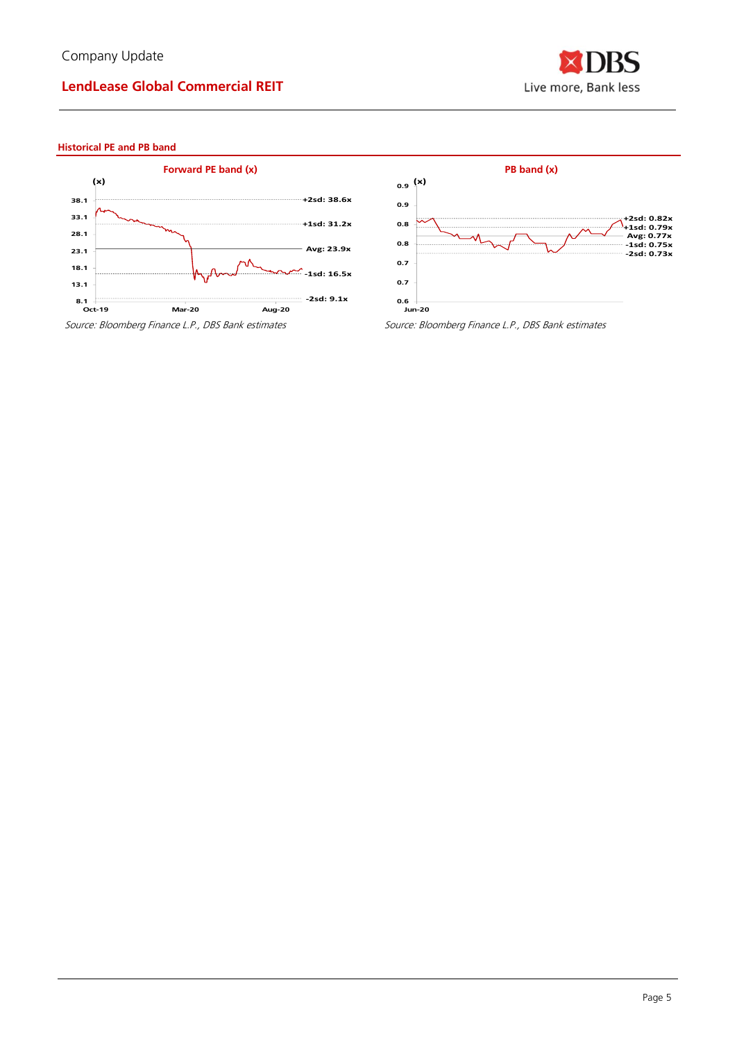## Historical PE and PB band

**Forward PE band (x)**

(x)

38.1
33.1
28.1
23.1
18.1
13.1
8.1

Oct-19
Mar-20
Aug-20

+2sd: 38.6x
+1sd: 31.2x
Avg: 23.9x
-1sd: 16.5x
-2sd: 9.1x

*Source: Bloomberg Finance L.P., DBS Bank estimates*

**PB band (x)**

(x)

0.9
0.9
0.8
0.8
0.7
0.7
0.6

Jun-20

+2sd: 0.82x
+1sd: 0.79x
Avg: 0.77x
-1sd: 0.75x
-2sd: 0.73x

*Source: Bloomberg Finance L.P., DBS Bank estimates*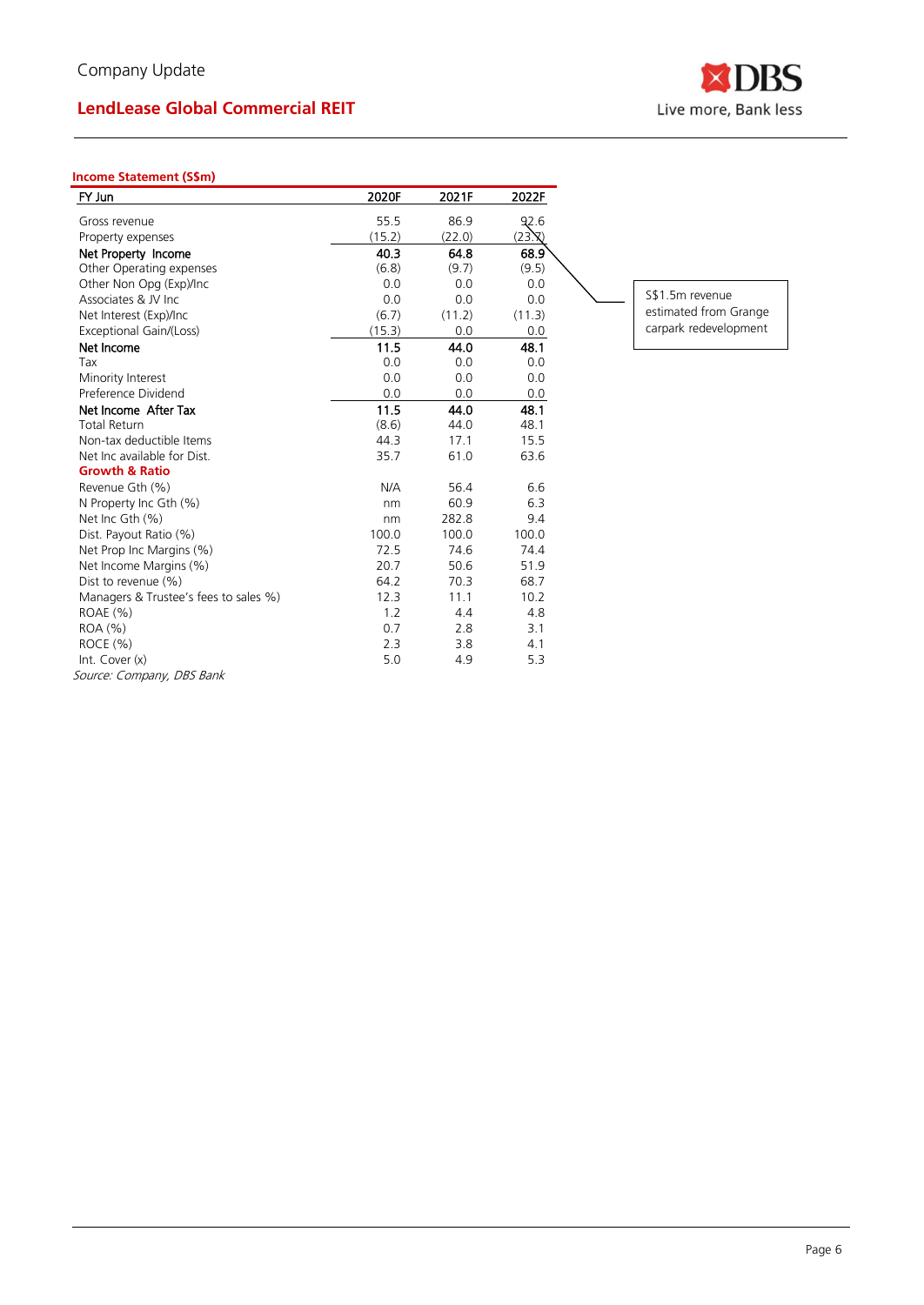**Income Statement (S$m)**

| FY Jun | 2020F | 2021F | 2022F |
|---|---|---|---|
| Gross revenue | 55.5 | 86.9 | 92.6 |
| Property expenses | (15.2) | (22.0) | (23.7) |
| **Net Property Income** | **40.3** | **64.8** | **68.9** |
| Other Operating expenses | (6.8) | (9.7) | (9.5) |
| Other Non Opg (Exp)/Inc | 0.0 | 0.0 | 0.0 |
| Associates & JV Inc | 0.0 | 0.0 | 0.0 |
| Net Interest (Exp)/Inc | (6.7) | (11.2) | (11.3) |
| Exceptional Gain/(Loss) | (15.3) | 0.0 | 0.0 |
| **Net Income** | **11.5** | **44.0** | **48.1** |
| Tax | 0.0 | 0.0 | 0.0 |
| Minority Interest | 0.0 | 0.0 | 0.0 |
| Preference Dividend | 0.0 | 0.0 | 0.0 |
| **Net Income After Tax** | **11.5** | **44.0** | **48.1** |
| Total Return | (8.6) | 44.0 | 48.1 |
| Non-tax deductible Items | 44.3 | 17.1 | 15.5 |
| Net Inc available for Dist. | 35.7 | 61.0 | 63.6 |
| **Growth & Ratio** | | | |
| Revenue Gth (%) | N/A | 56.4 | 6.6 |
| N Property Inc Gth (%) | nm | 60.9 | 6.3 |
| Net Inc Gth (%) | nm | 282.8 | 9.4 |
| Dist. Payout Ratio (%) | 100.0 | 100.0 | 100.0 |
| Net Prop Inc Margins (%) | 72.5 | 74.6 | 74.4 |
| Net Income Margins (%) | 20.7 | 50.6 | 51.9 |
| Dist to revenue (%) | 64.2 | 70.3 | 68.7 |
| Managers & Trustee's fees to sales %) | 12.3 | 11.1 | 10.2 |
| ROAE (%) | 1.2 | 4.4 | 4.8 |
| ROA (%) | 0.7 | 2.8 | 3.1 |
| ROCE (%) | 2.3 | 3.8 | 4.1 |
| Int. Cover (x) | 5.0 | 4.9 | 5.3 |

*Source: Company, DBS Bank*

S$1.5m revenue estimated from Grange carpark redevelopment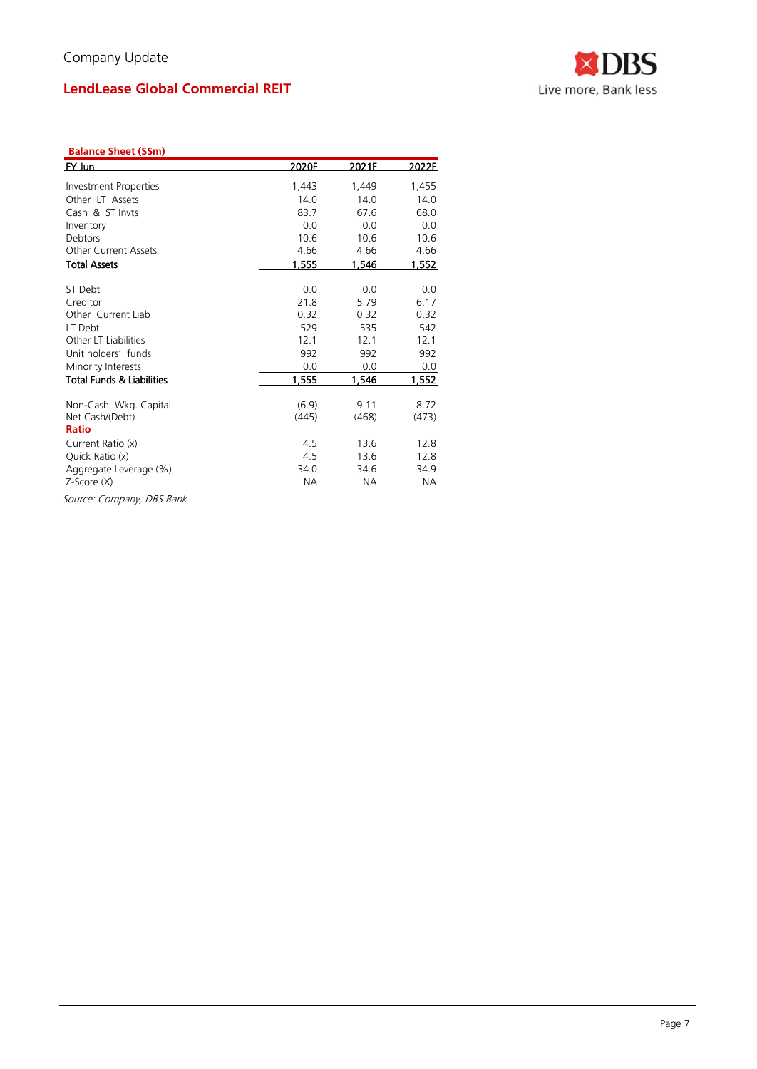**Balance Sheet (S$m)**

| FY Jun | 2020F | 2021F | 2022F |
|---|---|---|---|
| Investment Properties | 1,443 | 1,449 | 1,455 |
| Other LT Assets | 14.0 | 14.0 | 14.0 |
| Cash & ST Invts | 83.7 | 67.6 | 68.0 |
| Inventory | 0.0 | 0.0 | 0.0 |
| Debtors | 10.6 | 10.6 | 10.6 |
| Other Current Assets | 4.66 | 4.66 | 4.66 |
| **Total Assets** | 1,555 | 1,546 | 1,552 |
| | | | |
| ST Debt | 0.0 | 0.0 | 0.0 |
| Creditor | 21.8 | 5.79 | 6.17 |
| Other Current Liab | 0.32 | 0.32 | 0.32 |
| LT Debt | 529 | 535 | 542 |
| Other LT Liabilities | 12.1 | 12.1 | 12.1 |
| Unit holders' funds | 992 | 992 | 992 |
| Minority Interests | 0.0 | 0.0 | 0.0 |
| **Total Funds & Liabilities** | 1,555 | 1,546 | 1,552 |
| | | | |
| Non-Cash Wkg. Capital | (6.9) | 9.11 | 8.72 |
| Net Cash/(Debt) | (445) | (468) | (473) |
| **Ratio** | | | |
| Current Ratio (x) | 4.5 | 13.6 | 12.8 |
| Quick Ratio (x) | 4.5 | 13.6 | 12.8 |
| Aggregate Leverage (%) | 34.0 | 34.6 | 34.9 |
| Z-Score (X) | NA | NA | NA |

*Source: Company, DBS Bank*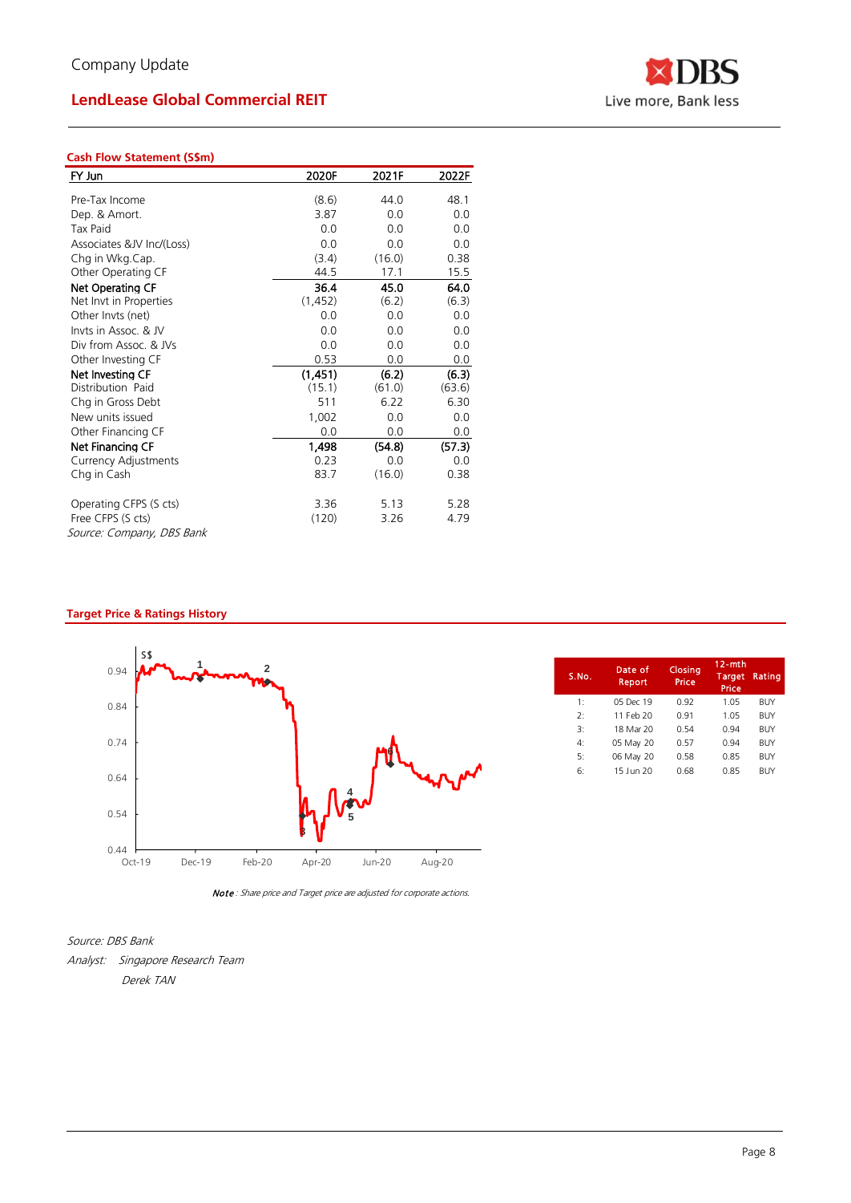Company Update

## LendLease Global Commercial REIT

**Cash Flow Statement (S$m)**

| FY Jun | 2020F | 2021F | 2022F |
|---|---|---|---|
| Pre-Tax Income | (8.6) | 44.0 | 48.1 |
| Dep. & Amort. | 3.87 | 0.0 | 0.0 |
| Tax Paid | 0.0 | 0.0 | 0.0 |
| Associates &JV Inc/(Loss) | 0.0 | 0.0 | 0.0 |
| Chg in Wkg.Cap. | (3.4) | (16.0) | 0.38 |
| Other Operating CF | 44.5 | 17.1 | 15.5 |
| **Net Operating CF** | **36.4** | **45.0** | **64.0** |
| Net Invt in Properties | (1,452) | (6.2) | (6.3) |
| Other Invts (net) | 0.0 | 0.0 | 0.0 |
| Invts in Assoc. & JV | 0.0 | 0.0 | 0.0 |
| Div from Assoc. & JVs | 0.0 | 0.0 | 0.0 |
| Other Investing CF | 0.53 | 0.0 | 0.0 |
| **Net Investing CF** | **(1,451)** | **(6.2)** | **(6.3)** |
| Distribution Paid | (15.1) | (61.0) | (63.6) |
| Chg in Gross Debt | 511 | 6.22 | 6.30 |
| New units issued | 1,002 | 0.0 | 0.0 |
| Other Financing CF | 0.0 | 0.0 | 0.0 |
| **Net Financing CF** | **1,498** | **(54.8)** | **(57.3)** |
| Currency Adjustments | 0.23 | 0.0 | 0.0 |
| Chg in Cash | 83.7 | (16.0) | 0.38 |
| | | | |
| Operating CFPS (S cts) | 3.36 | 5.13 | 5.28 |
| Free CFPS (S cts) | (120) | 3.26 | 4.79 |

*Source: Company, DBS Bank*

**Target Price & Ratings History**

S$
0.94
0.84
0.74
0.64
0.54
0.44
Oct-19
Dec-19
Feb-20
Apr-20
Jun-20
Aug-20
1
2
3
4
5
6

| S.No. | Date of Report | Closing Price | 12-mth Target Price | Rating |
|---|---|---|---|---|
| 1: | 05 Dec 19 | 0.92 | 1.05 | BUY |
| 2: | 11 Feb 20 | 0.91 | 1.05 | BUY |
| 3: | 18 Mar 20 | 0.54 | 0.94 | BUY |
| 4: | 05 May 20 | 0.57 | 0.94 | BUY |
| 5: | 06 May 20 | 0.58 | 0.85 | BUY |
| 6: | 15 Jun 20 | 0.68 | 0.85 | BUY |

*Note : Share price and Target price are adjusted for corporate actions.*

*Source: DBS Bank*

*Analyst: Singapore Research Team*

*Derek TAN*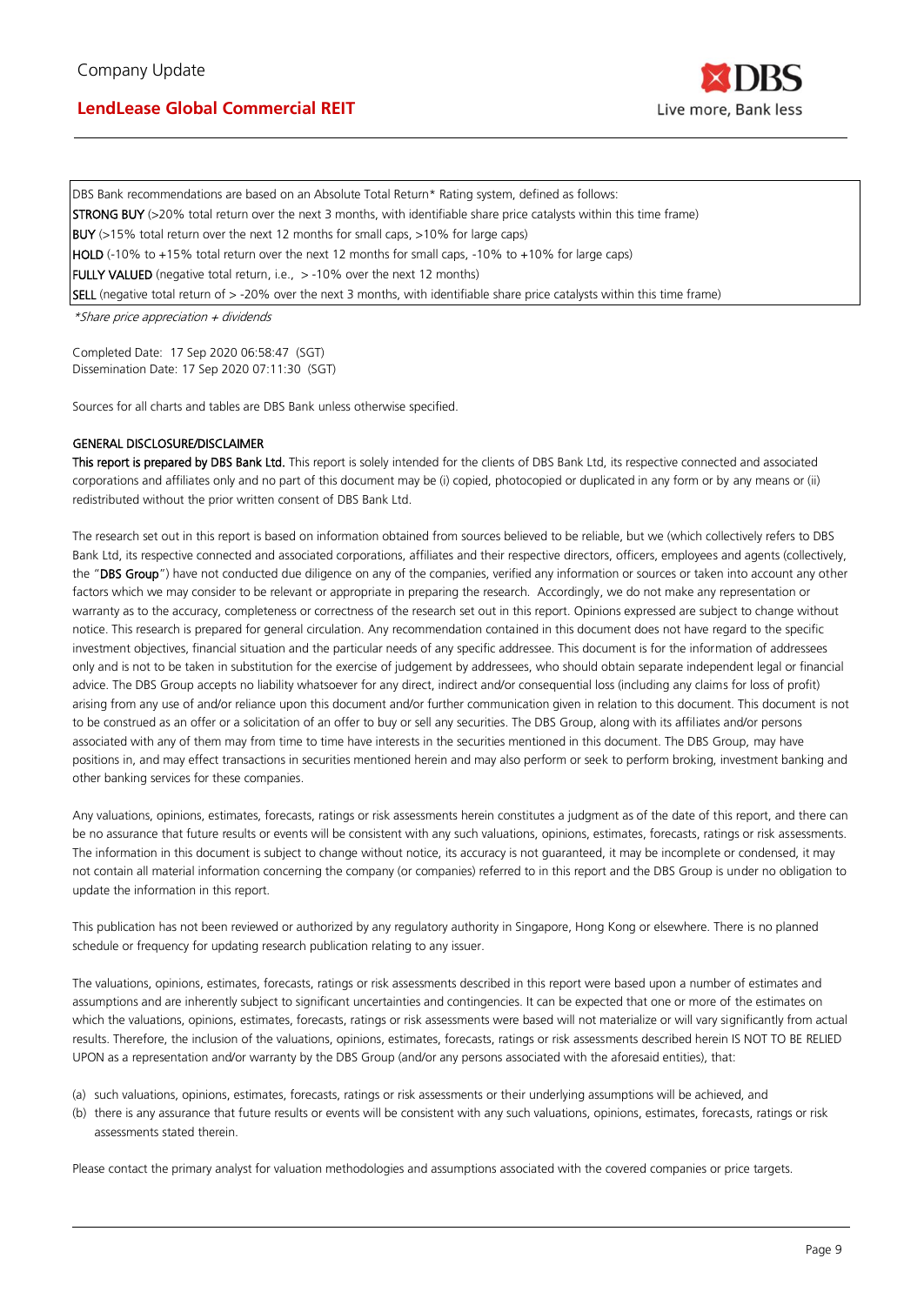DBS Bank recommendations are based on an Absolute Total Return* Rating system, defined as follows:

**STRONG BUY** (>20% total return over the next 3 months, with identifiable share price catalysts within this time frame)

**BUY** (>15% total return over the next 12 months for small caps, >10% for large caps)

**HOLD** (-10% to +15% total return over the next 12 months for small caps, -10% to +10% for large caps)

**FULLY VALUED** (negative total return, i.e., > -10% over the next 12 months)

**SELL** (negative total return of > -20% over the next 3 months, with identifiable share price catalysts within this time frame)

*\*Share price appreciation + dividends*

Completed Date: 17 Sep 2020 06:58:47 (SGT)
Dissemination Date: 17 Sep 2020 07:11:30 (SGT)

Sources for all charts and tables are DBS Bank unless otherwise specified.

**GENERAL DISCLOSURE/DISCLAIMER**

**This report is prepared by DBS Bank Ltd.** This report is solely intended for the clients of DBS Bank Ltd, its respective connected and associated corporations and affiliates only and no part of this document may be (i) copied, photocopied or duplicated in any form or by any means or (ii) redistributed without the prior written consent of DBS Bank Ltd.

The research set out in this report is based on information obtained from sources believed to be reliable, but we (which collectively refers to DBS Bank Ltd, its respective connected and associated corporations, affiliates and their respective directors, officers, employees and agents (collectively, the "**DBS Group**") have not conducted due diligence on any of the companies, verified any information or sources or taken into account any other factors which we may consider to be relevant or appropriate in preparing the research. Accordingly, we do not make any representation or warranty as to the accuracy, completeness or correctness of the research set out in this report. Opinions expressed are subject to change without notice. This research is prepared for general circulation. Any recommendation contained in this document does not have regard to the specific investment objectives, financial situation and the particular needs of any specific addressee. This document is for the information of addressees only and is not to be taken in substitution for the exercise of judgement by addressees, who should obtain separate independent legal or financial advice. The DBS Group accepts no liability whatsoever for any direct, indirect and/or consequential loss (including any claims for loss of profit) arising from any use of and/or reliance upon this document and/or further communication given in relation to this document. This document is not to be construed as an offer or a solicitation of an offer to buy or sell any securities. The DBS Group, along with its affiliates and/or persons associated with any of them may from time to time have interests in the securities mentioned in this document. The DBS Group, may have positions in, and may effect transactions in securities mentioned herein and may also perform or seek to perform broking, investment banking and other banking services for these companies.

Any valuations, opinions, estimates, forecasts, ratings or risk assessments herein constitutes a judgment as of the date of this report, and there can be no assurance that future results or events will be consistent with any such valuations, opinions, estimates, forecasts, ratings or risk assessments. The information in this document is subject to change without notice, its accuracy is not guaranteed, it may be incomplete or condensed, it may not contain all material information concerning the company (or companies) referred to in this report and the DBS Group is under no obligation to update the information in this report.

This publication has not been reviewed or authorized by any regulatory authority in Singapore, Hong Kong or elsewhere. There is no planned schedule or frequency for updating research publication relating to any issuer.

The valuations, opinions, estimates, forecasts, ratings or risk assessments described in this report were based upon a number of estimates and assumptions and are inherently subject to significant uncertainties and contingencies. It can be expected that one or more of the estimates on which the valuations, opinions, estimates, forecasts, ratings or risk assessments were based will not materialize or will vary significantly from actual results. Therefore, the inclusion of the valuations, opinions, estimates, forecasts, ratings or risk assessments described herein IS NOT TO BE RELIED UPON as a representation and/or warranty by the DBS Group (and/or any persons associated with the aforesaid entities), that:

(a) such valuations, opinions, estimates, forecasts, ratings or risk assessments or their underlying assumptions will be achieved, and
(b) there is any assurance that future results or events will be consistent with any such valuations, opinions, estimates, forecasts, ratings or risk assessments stated therein.

Please contact the primary analyst for valuation methodologies and assumptions associated with the covered companies or price targets.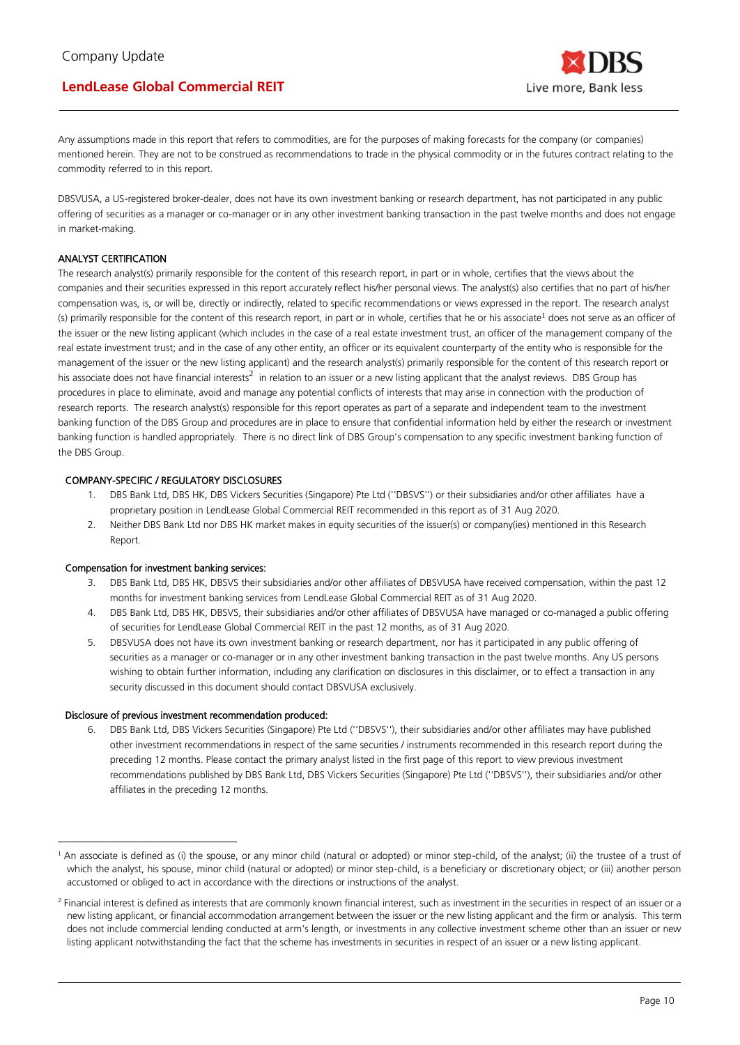Any assumptions made in this report that refers to commodities, are for the purposes of making forecasts for the company (or companies) mentioned herein. They are not to be construed as recommendations to trade in the physical commodity or in the futures contract relating to the commodity referred to in this report.

DBSVUSA, a US-registered broker-dealer, does not have its own investment banking or research department, has not participated in any public offering of securities as a manager or co-manager or in any other investment banking transaction in the past twelve months and does not engage in market-making.

**ANALYST CERTIFICATION**

The research analyst(s) primarily responsible for the content of this research report, in part or in whole, certifies that the views about the companies and their securities expressed in this report accurately reflect his/her personal views. The analyst(s) also certifies that no part of his/her compensation was, is, or will be, directly or indirectly, related to specific recommendations or views expressed in the report. The research analyst (s) primarily responsible for the content of this research report, in part or in whole, certifies that he or his associate[1] does not serve as an officer of the issuer or the new listing applicant (which includes in the case of a real estate investment trust, an officer of the management company of the real estate investment trust; and in the case of any other entity, an officer or its equivalent counterparty of the entity who is responsible for the management of the issuer or the new listing applicant) and the research analyst(s) primarily responsible for the content of this research report or his associate does not have financial interests[2] in relation to an issuer or a new listing applicant that the analyst reviews. DBS Group has procedures in place to eliminate, avoid and manage any potential conflicts of interests that may arise in connection with the production of research reports. The research analyst(s) responsible for this report operates as part of a separate and independent team to the investment banking function of the DBS Group and procedures are in place to ensure that confidential information held by either the research or investment banking function is handled appropriately. There is no direct link of DBS Group's compensation to any specific investment banking function of the DBS Group.

**COMPANY-SPECIFIC / REGULATORY DISCLOSURES**

1. DBS Bank Ltd, DBS HK, DBS Vickers Securities (Singapore) Pte Ltd (''DBSVS'') or their subsidiaries and/or other affiliates have a proprietary position in LendLease Global Commercial REIT recommended in this report as of 31 Aug 2020.
2. Neither DBS Bank Ltd nor DBS HK market makes in equity securities of the issuer(s) or company(ies) mentioned in this Research Report.

**Compensation for investment banking services:**

3. DBS Bank Ltd, DBS HK, DBSVS their subsidiaries and/or other affiliates of DBSVUSA have received compensation, within the past 12 months for investment banking services from LendLease Global Commercial REIT as of 31 Aug 2020.
4. DBS Bank Ltd, DBS HK, DBSVS, their subsidiaries and/or other affiliates of DBSVUSA have managed or co-managed a public offering of securities for LendLease Global Commercial REIT in the past 12 months, as of 31 Aug 2020.
5. DBSVUSA does not have its own investment banking or research department, nor has it participated in any public offering of securities as a manager or co-manager or in any other investment banking transaction in the past twelve months. Any US persons wishing to obtain further information, including any clarification on disclosures in this disclaimer, or to effect a transaction in any security discussed in this document should contact DBSVUSA exclusively.

**Disclosure of previous investment recommendation produced:**

6. DBS Bank Ltd, DBS Vickers Securities (Singapore) Pte Ltd (''DBSVS''), their subsidiaries and/or other affiliates may have published other investment recommendations in respect of the same securities / instruments recommended in this research report during the preceding 12 months. Please contact the primary analyst listed in the first page of this report to view previous investment recommendations published by DBS Bank Ltd, DBS Vickers Securities (Singapore) Pte Ltd (''DBSVS''), their subsidiaries and/or other affiliates in the preceding 12 months.

---

[1] An associate is defined as (i) the spouse, or any minor child (natural or adopted) or minor step-child, of the analyst; (ii) the trustee of a trust of which the analyst, his spouse, minor child (natural or adopted) or minor step-child, is a beneficiary or discretionary object; or (iii) another person accustomed or obliged to act in accordance with the directions or instructions of the analyst.

[2] Financial interest is defined as interests that are commonly known financial interest, such as investment in the securities in respect of an issuer or a new listing applicant, or financial accommodation arrangement between the issuer or the new listing applicant and the firm or analysis. This term does not include commercial lending conducted at arm's length, or investments in any collective investment scheme other than an issuer or new listing applicant notwithstanding the fact that the scheme has investments in securities in respect of an issuer or a new listing applicant.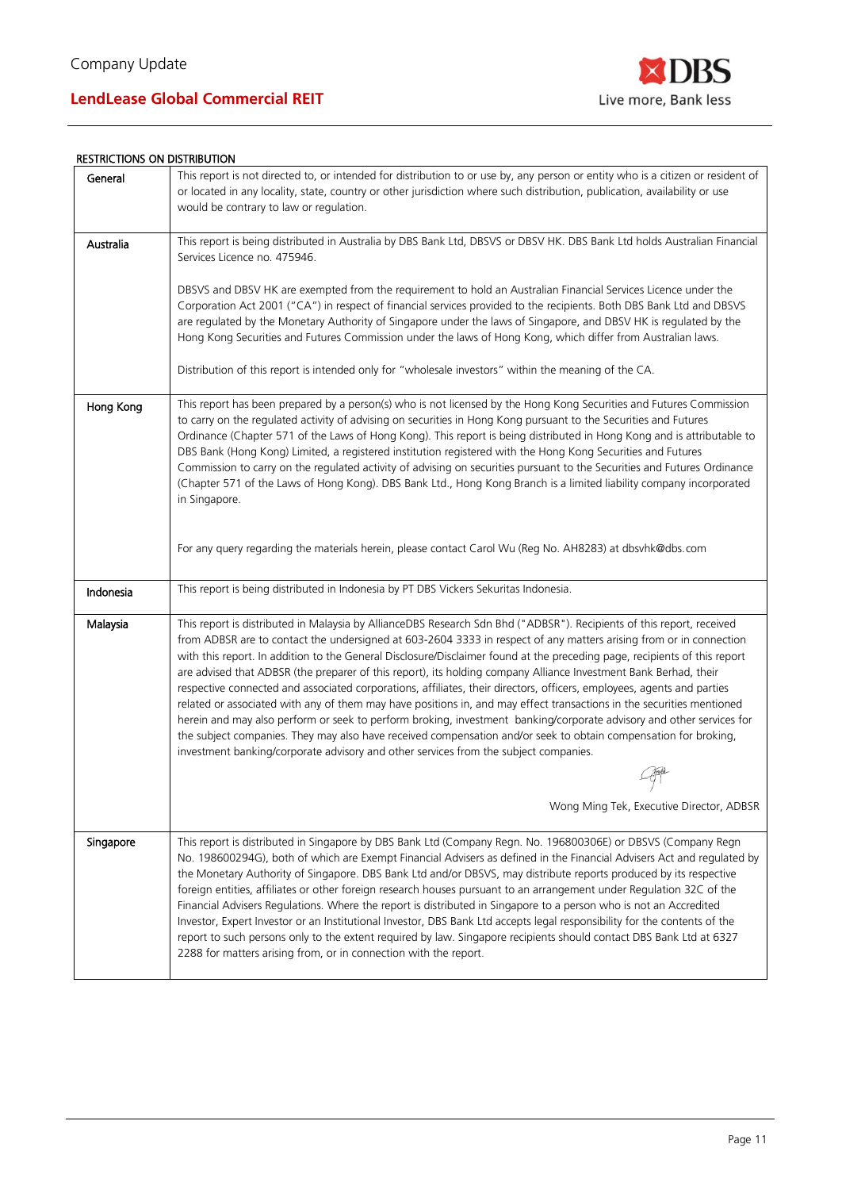RESTRICTIONS ON DISTRIBUTION

| | |
|---|---|
| General | This report is not directed to, or intended for distribution to or use by, any person or entity who is a citizen or resident of or located in any locality, state, country or other jurisdiction where such distribution, publication, availability or use would be contrary to law or regulation. |
| Australia | This report is being distributed in Australia by DBS Bank Ltd, DBSVS or DBSV HK. DBS Bank Ltd holds Australian Financial Services Licence no. 475946.<br><br>DBSVS and DBSV HK are exempted from the requirement to hold an Australian Financial Services Licence under the Corporation Act 2001 ("CA") in respect of financial services provided to the recipients. Both DBS Bank Ltd and DBSVS are regulated by the Monetary Authority of Singapore under the laws of Singapore, and DBSV HK is regulated by the Hong Kong Securities and Futures Commission under the laws of Hong Kong, which differ from Australian laws.<br><br>Distribution of this report is intended only for "wholesale investors" within the meaning of the CA. |
| Hong Kong | This report has been prepared by a person(s) who is not licensed by the Hong Kong Securities and Futures Commission to carry on the regulated activity of advising on securities in Hong Kong pursuant to the Securities and Futures Ordinance (Chapter 571 of the Laws of Hong Kong). This report is being distributed in Hong Kong and is attributable to DBS Bank (Hong Kong) Limited, a registered institution registered with the Hong Kong Securities and Futures Commission to carry on the regulated activity of advising on securities pursuant to the Securities and Futures Ordinance (Chapter 571 of the Laws of Hong Kong). DBS Bank Ltd., Hong Kong Branch is a limited liability company incorporated in Singapore.<br><br>For any query regarding the materials herein, please contact Carol Wu (Reg No. AH8283) at dbsvhk@dbs.com |
| Indonesia | This report is being distributed in Indonesia by PT DBS Vickers Sekuritas Indonesia. |
| Malaysia | This report is distributed in Malaysia by AllianceDBS Research Sdn Bhd ("ADBSR"). Recipients of this report, received from ADBSR are to contact the undersigned at 603-2604 3333 in respect of any matters arising from or in connection with this report. In addition to the General Disclosure/Disclaimer found at the preceding page, recipients of this report are advised that ADBSR (the preparer of this report), its holding company Alliance Investment Bank Berhad, their respective connected and associated corporations, affiliates, their directors, officers, employees, agents and parties related or associated with any of them may have positions in, and may effect transactions in the securities mentioned herein and may also perform or seek to perform broking, investment banking/corporate advisory and other services for the subject companies. They may also have received compensation and/or seek to obtain compensation for broking, investment banking/corporate advisory and other services from the subject companies.<br><br>Wong Ming Tek, Executive Director, ADBSR |
| Singapore | This report is distributed in Singapore by DBS Bank Ltd (Company Regn. No. 196800306E) or DBSVS (Company Regn No. 198600294G), both of which are Exempt Financial Advisers as defined in the Financial Advisers Act and regulated by the Monetary Authority of Singapore. DBS Bank Ltd and/or DBSVS, may distribute reports produced by its respective foreign entities, affiliates or other foreign research houses pursuant to an arrangement under Regulation 32C of the Financial Advisers Regulations. Where the report is distributed in Singapore to a person who is not an Accredited Investor, Expert Investor or an Institutional Investor, DBS Bank Ltd accepts legal responsibility for the contents of the report to such persons only to the extent required by law. Singapore recipients should contact DBS Bank Ltd at 6327 2288 for matters arising from, or in connection with the report. |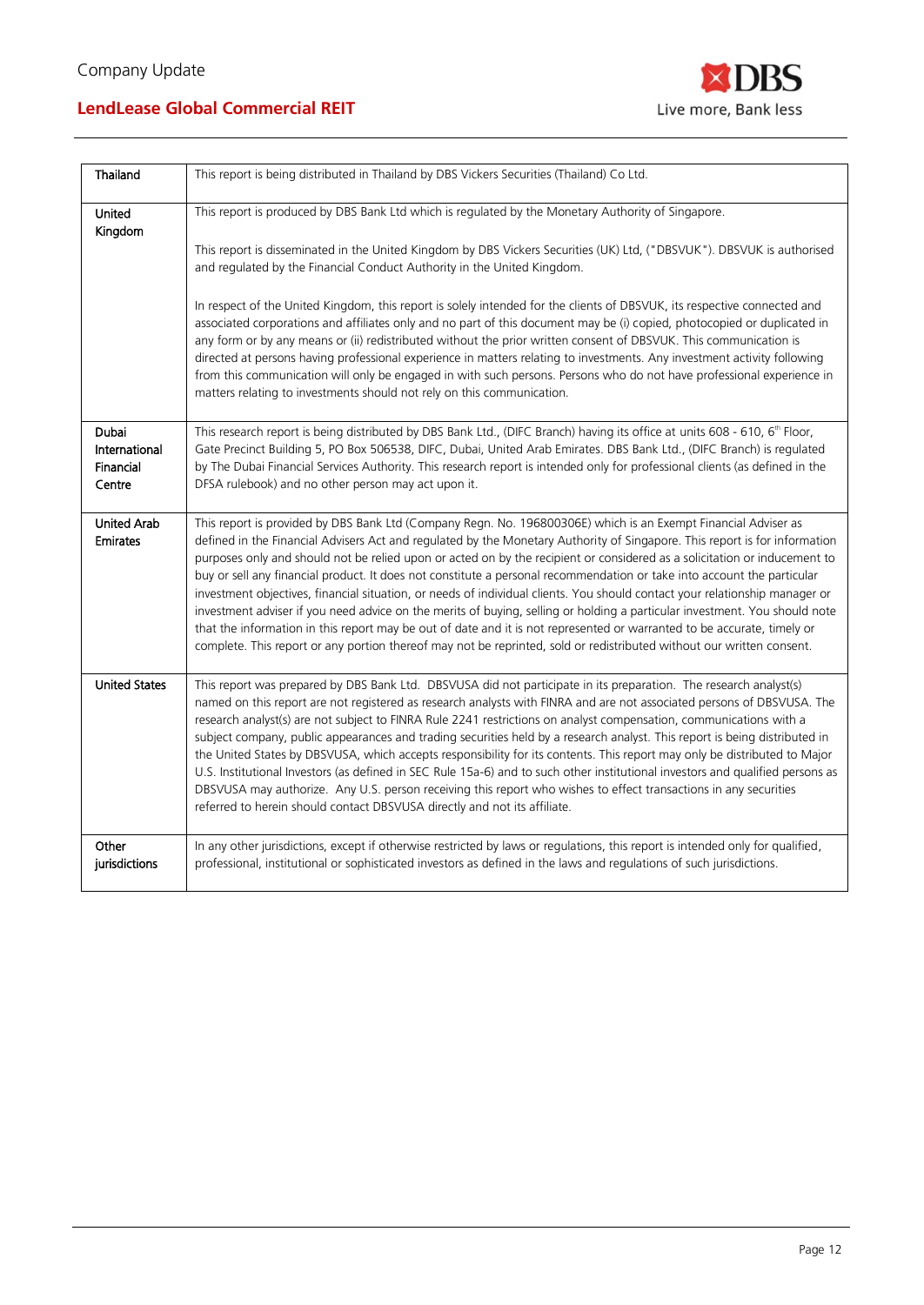| | |
|---|---|
| Thailand | This report is being distributed in Thailand by DBS Vickers Securities (Thailand) Co Ltd. |
| United Kingdom | This report is produced by DBS Bank Ltd which is regulated by the Monetary Authority of Singapore.<br><br>This report is disseminated in the United Kingdom by DBS Vickers Securities (UK) Ltd, ("DBSVUK"). DBSVUK is authorised and regulated by the Financial Conduct Authority in the United Kingdom.<br><br>In respect of the United Kingdom, this report is solely intended for the clients of DBSVUK, its respective connected and associated corporations and affiliates only and no part of this document may be (i) copied, photocopied or duplicated in any form or by any means or (ii) redistributed without the prior written consent of DBSVUK. This communication is directed at persons having professional experience in matters relating to investments. Any investment activity following from this communication will only be engaged in with such persons. Persons who do not have professional experience in matters relating to investments should not rely on this communication. |
| Dubai International Financial Centre | This research report is being distributed by DBS Bank Ltd., (DIFC Branch) having its office at units 608 - 610, 6th Floor, Gate Precinct Building 5, PO Box 506538, DIFC, Dubai, United Arab Emirates. DBS Bank Ltd., (DIFC Branch) is regulated by The Dubai Financial Services Authority. This research report is intended only for professional clients (as defined in the DFSA rulebook) and no other person may act upon it. |
| United Arab Emirates | This report is provided by DBS Bank Ltd (Company Regn. No. 196800306E) which is an Exempt Financial Adviser as defined in the Financial Advisers Act and regulated by the Monetary Authority of Singapore. This report is for information purposes only and should not be relied upon or acted on by the recipient or considered as a solicitation or inducement to buy or sell any financial product. It does not constitute a personal recommendation or take into account the particular investment objectives, financial situation, or needs of individual clients. You should contact your relationship manager or investment adviser if you need advice on the merits of buying, selling or holding a particular investment. You should note that the information in this report may be out of date and it is not represented or warranted to be accurate, timely or complete. This report or any portion thereof may not be reprinted, sold or redistributed without our written consent. |
| United States | This report was prepared by DBS Bank Ltd. DBSVUSA did not participate in its preparation. The research analyst(s) named on this report are not registered as research analysts with FINRA and are not associated persons of DBSVUSA. The research analyst(s) are not subject to FINRA Rule 2241 restrictions on analyst compensation, communications with a subject company, public appearances and trading securities held by a research analyst. This report is being distributed in the United States by DBSVUSA, which accepts responsibility for its contents. This report may only be distributed to Major U.S. Institutional Investors (as defined in SEC Rule 15a-6) and to such other institutional investors and qualified persons as DBSVUSA may authorize. Any U.S. person receiving this report who wishes to effect transactions in any securities referred to herein should contact DBSVUSA directly and not its affiliate. |
| Other jurisdictions | In any other jurisdictions, except if otherwise restricted by laws or regulations, this report is intended only for qualified, professional, institutional or sophisticated investors as defined in the laws and regulations of such jurisdictions. |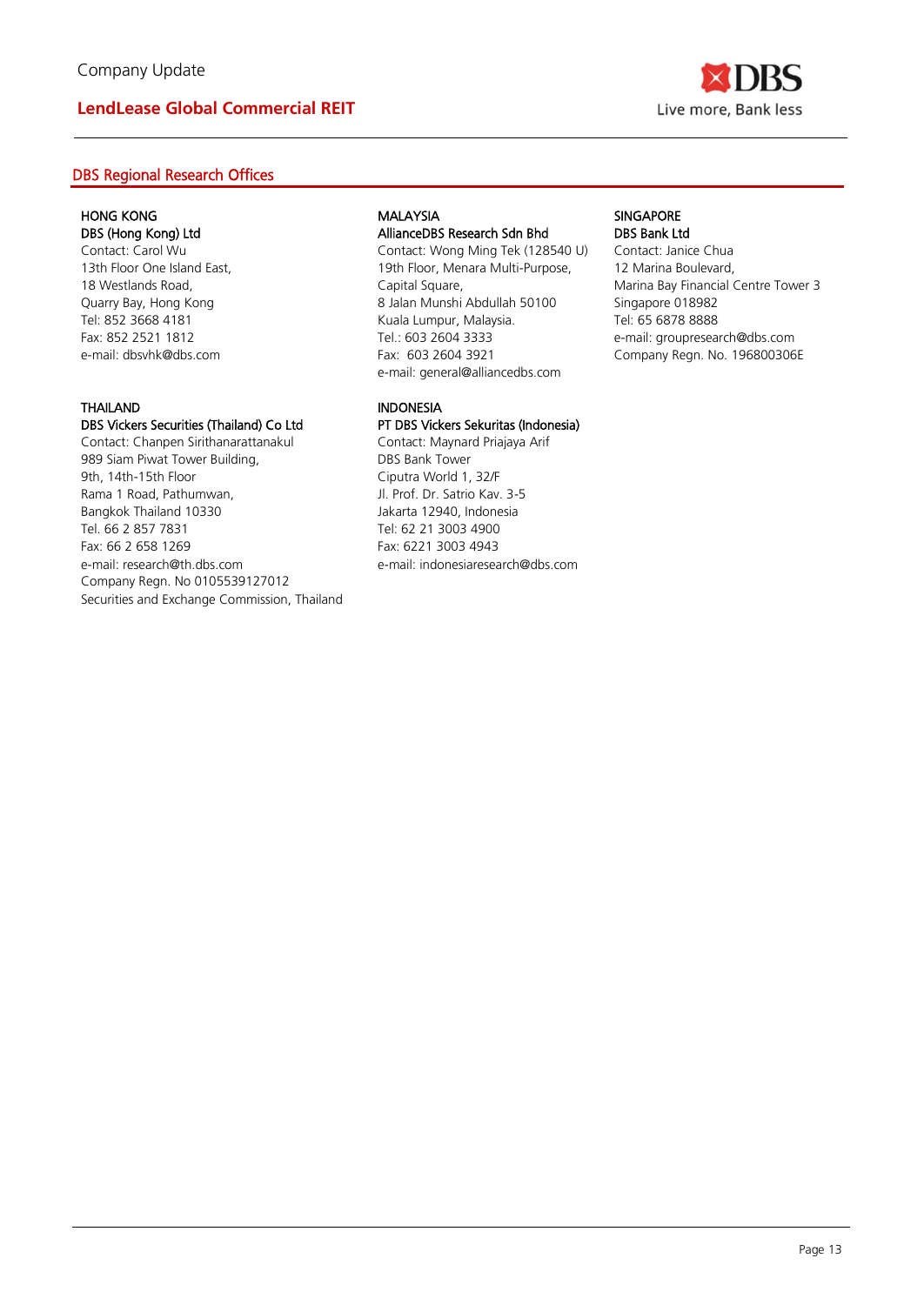## DBS Regional Research Offices

**HONG KONG**
**DBS (Hong Kong) Ltd**
Contact: Carol Wu
13th Floor One Island East,
18 Westlands Road,
Quarry Bay, Hong Kong
Tel: 852 3668 4181
Fax: 852 2521 1812
e-mail: dbsvhk@dbs.com

**MALAYSIA**
**AllianceDBS Research Sdn Bhd**
Contact: Wong Ming Tek (128540 U)
19th Floor, Menara Multi-Purpose,
Capital Square,
8 Jalan Munshi Abdullah 50100
Kuala Lumpur, Malaysia.
Tel.: 603 2604 3333
Fax: 603 2604 3921
e-mail: general@alliancedbs.com

**SINGAPORE**
**DBS Bank Ltd**
Contact: Janice Chua
12 Marina Boulevard,
Marina Bay Financial Centre Tower 3
Singapore 018982
Tel: 65 6878 8888
e-mail: groupresearch@dbs.com
Company Regn. No. 196800306E

**THAILAND**
**DBS Vickers Securities (Thailand) Co Ltd**
Contact: Chanpen Sirithanarattanakul
989 Siam Piwat Tower Building,
9th, 14th-15th Floor
Rama 1 Road, Pathumwan,
Bangkok Thailand 10330
Tel. 66 2 857 7831
Fax: 66 2 658 1269
e-mail: research@th.dbs.com
Company Regn. No 0105539127012
Securities and Exchange Commission, Thailand

**INDONESIA**
**PT DBS Vickers Sekuritas (Indonesia)**
Contact: Maynard Priajaya Arif
DBS Bank Tower
Ciputra World 1, 32/F
Jl. Prof. Dr. Satrio Kav. 3-5
Jakarta 12940, Indonesia
Tel: 62 21 3003 4900
Fax: 6221 3003 4943
e-mail: indonesiaresearch@dbs.com